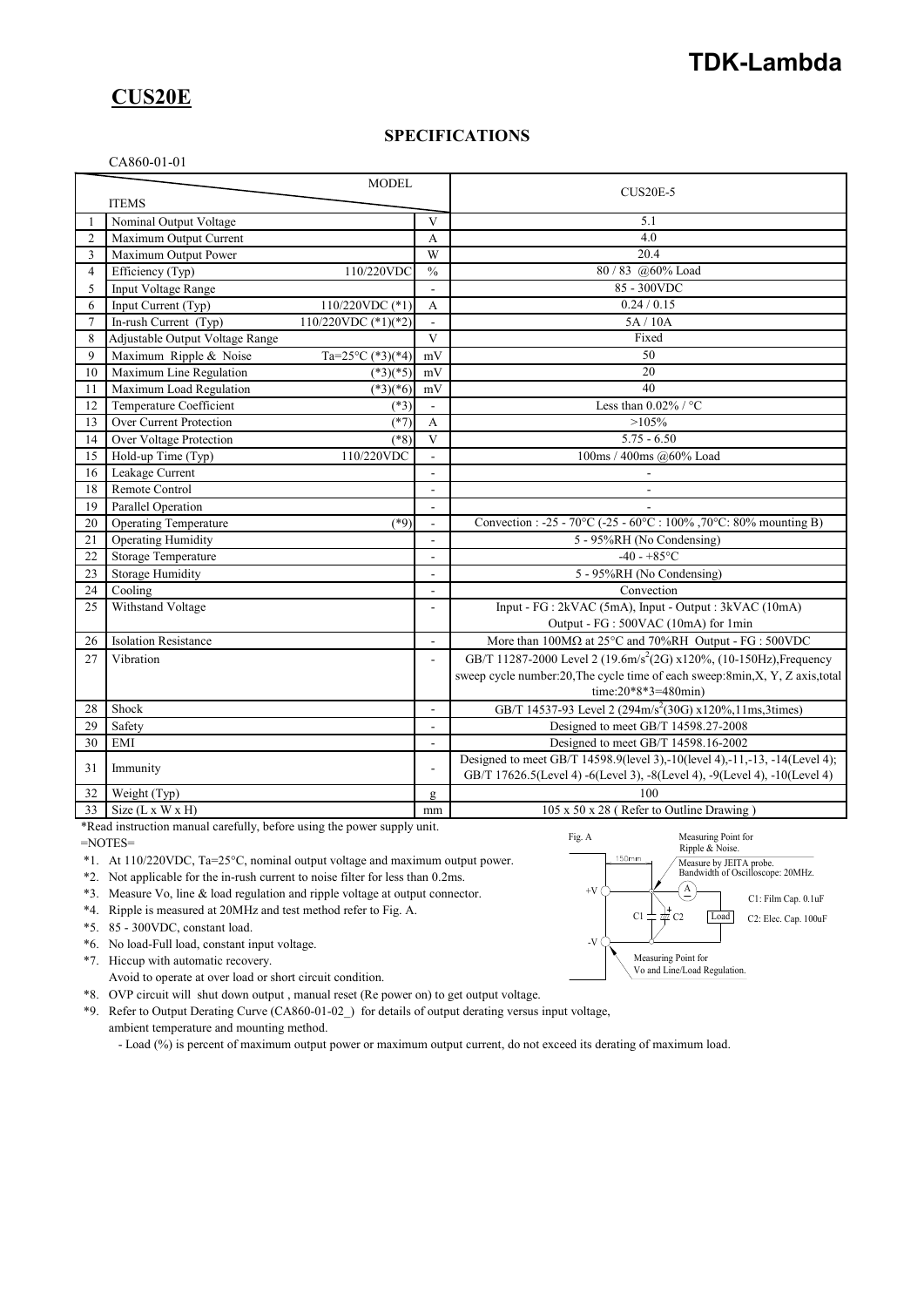# TDK-Lambda

## CUS20E

### SPECIFICATIONS

CA860-01-01

| | ITEMS / MODEL | | | CUS20E-5 |
|---|---|---|---|---|
| 1 | Nominal Output Voltage | | V | 5.1 |
| 2 | Maximum Output Current | | A | 4.0 |
| 3 | Maximum Output Power | | W | 20.4 |
| 4 | Efficiency (Typ) | 110/220VDC | % | 80 / 83 @60% Load |
| 5 | Input Voltage Range | | - | 85 - 300VDC |
| 6 | Input Current (Typ) | 110/220VDC (*1) | A | 0.24 / 0.15 |
| 7 | In-rush Current (Typ) | 110/220VDC (*1)(*2) | - | 5A / 10A |
| 8 | Adjustable Output Voltage Range | | V | Fixed |
| 9 | Maximum Ripple & Noise | Ta=25°C (*3)(*4) | mV | 50 |
| 10 | Maximum Line Regulation | (*3)(*5) | mV | 20 |
| 11 | Maximum Load Regulation | (*3)(*6) | mV | 40 |
| 12 | Temperature Coefficient | (*3) | - | Less than 0.02% / °C |
| 13 | Over Current Protection | (*7) | A | >105% |
| 14 | Over Voltage Protection | (*8) | V | 5.75 - 6.50 |
| 15 | Hold-up Time (Typ) | 110/220VDC | - | 100ms / 400ms @60% Load |
| 16 | Leakage Current | | - | - |
| 18 | Remote Control | | - | - |
| 19 | Parallel Operation | | - | - |
| 20 | Operating Temperature | (*9) | - | Convection : -25 - 70°C (-25 - 60°C : 100% ,70°C: 80% mounting B) |
| 21 | Operating Humidity | | - | 5 - 95%RH (No Condensing) |
| 22 | Storage Temperature | | - | -40 - +85°C |
| 23 | Storage Humidity | | - | 5 - 95%RH (No Condensing) |
| 24 | Cooling | | - | Convection |
| 25 | Withstand Voltage | | - | Input - FG : 2kVAC (5mA), Input - Output : 3kVAC (10mA) Output - FG : 500VAC (10mA) for 1min |
| 26 | Isolation Resistance | | - | More than 100MΩ at 25°C and 70%RH Output - FG : 500VDC |
| 27 | Vibration | | - | GB/T 11287-2000 Level 2 (19.6m/s$^2$(2G) x120%, (10-150Hz),Frequency sweep cycle number:20,The cycle time of each sweep:8min,X, Y, Z axis,total time:20*8*3=480min) |
| 28 | Shock | | - | GB/T 14537-93 Level 2 (294m/s$^2$(30G) x120%,11ms,3times) |
| 29 | Safety | | - | Designed to meet GB/T 14598.27-2008 |
| 30 | EMI | | - | Designed to meet GB/T 14598.16-2002 |
| 31 | Immunity | | - | Designed to meet GB/T 14598.9(level 3),-10(level 4),-11,-13, -14(Level 4); GB/T 17626.5(Level 4) -6(Level 3), -8(Level 4), -9(Level 4), -10(Level 4) |
| 32 | Weight (Typ) | | g | 100 |
| 33 | Size (L x W x H) | | mm | 105 x 50 x 28 ( Refer to Outline Drawing ) |

*Read instruction manual carefully, before using the power supply unit.

=NOTES=

*1. At 110/220VDC, Ta=25°C, nominal output voltage and maximum output power.

*2. Not applicable for the in-rush current to noise filter for less than 0.2ms.

*3. Measure Vo, line & load regulation and ripple voltage at output connector.

*4. Ripple is measured at 20MHz and test method refer to Fig. A.

*5. 85 - 300VDC, constant load.

*6. No load-Full load, constant input voltage.

*7. Hiccup with automatic recovery.
Avoid to operate at over load or short circuit condition.

*8. OVP circuit will shut down output , manual reset (Re power on) to get output voltage.

*9. Refer to Output Derating Curve (CA860-01-02_) for details of output derating versus input voltage, ambient temperature and mounting method.
- Load (%) is percent of maximum output power or maximum output current, do not exceed its derating of maximum load.

Fig. A

Measuring Point for Ripple & Noise.
Measure by JEITA probe. Bandwidth of Oscilloscope: 20MHz.
150mm
+V
-V
C1 C2 Load
C1: Film Cap. 0.1uF
C2: Elec. Cap. 100uF
Measuring Point for Vo and Line/Load Regulation.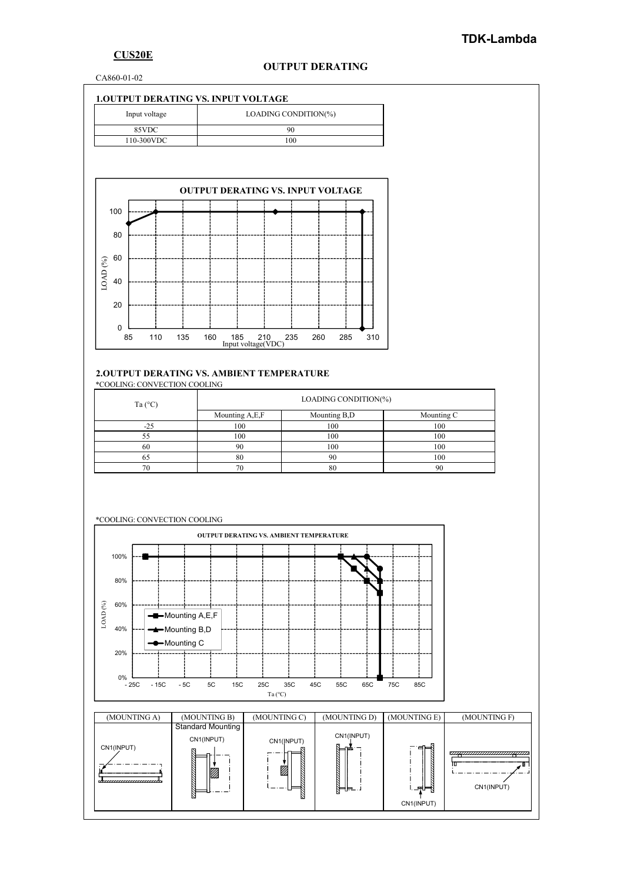**CUS20E**

CA860-01-02

## OUTPUT DERATING

### 1.OUTPUT DERATING VS. INPUT VOLTAGE

| Input voltage | LOADING CONDITION(%) |
|---|---|
| 85VDC | 90 |
| 110-300VDC | 100 |

OUTPUT DERATING VS. INPUT VOLTAGE

LOAD (%)

100
80
60
40
20
0

85 110 135 160 185 210 235 260 285 310

Input voltage(VDC)

### 2.OUTPUT DERATING VS. AMBIENT TEMPERATURE

*COOLING: CONVECTION COOLING

| Ta (°C) | LOADING CONDITION(%) | | |
|---|---|---|---|
| | Mounting A,E,F | Mounting B,D | Mounting C |
| -25 | 100 | 100 | 100 |
| 55 | 100 | 100 | 100 |
| 60 | 90 | 100 | 100 |
| 65 | 80 | 90 | 100 |
| 70 | 70 | 80 | 90 |

*COOLING: CONVECTION COOLING

OUTPUT DERATING VS. AMBIENT TEMPERATURE

LOAD (%)

100%
80%
60%
40%
20%
0%

- 25C - 15C - 5C 5C 15C 25C 35C 45C 55C 65C 75C 85C

Ta (°C)

Mounting A,E,F
Mounting B,D
Mounting C

| (MOUNTING A) | (MOUNTING B) | (MOUNTING C) | (MOUNTING D) | (MOUNTING E) | (MOUNTING F) |
|---|---|---|---|---|---|
| CN1(INPUT) | Standard Mounting CN1(INPUT) | CN1(INPUT) | CN1(INPUT) | CN1(INPUT) | CN1(INPUT) |